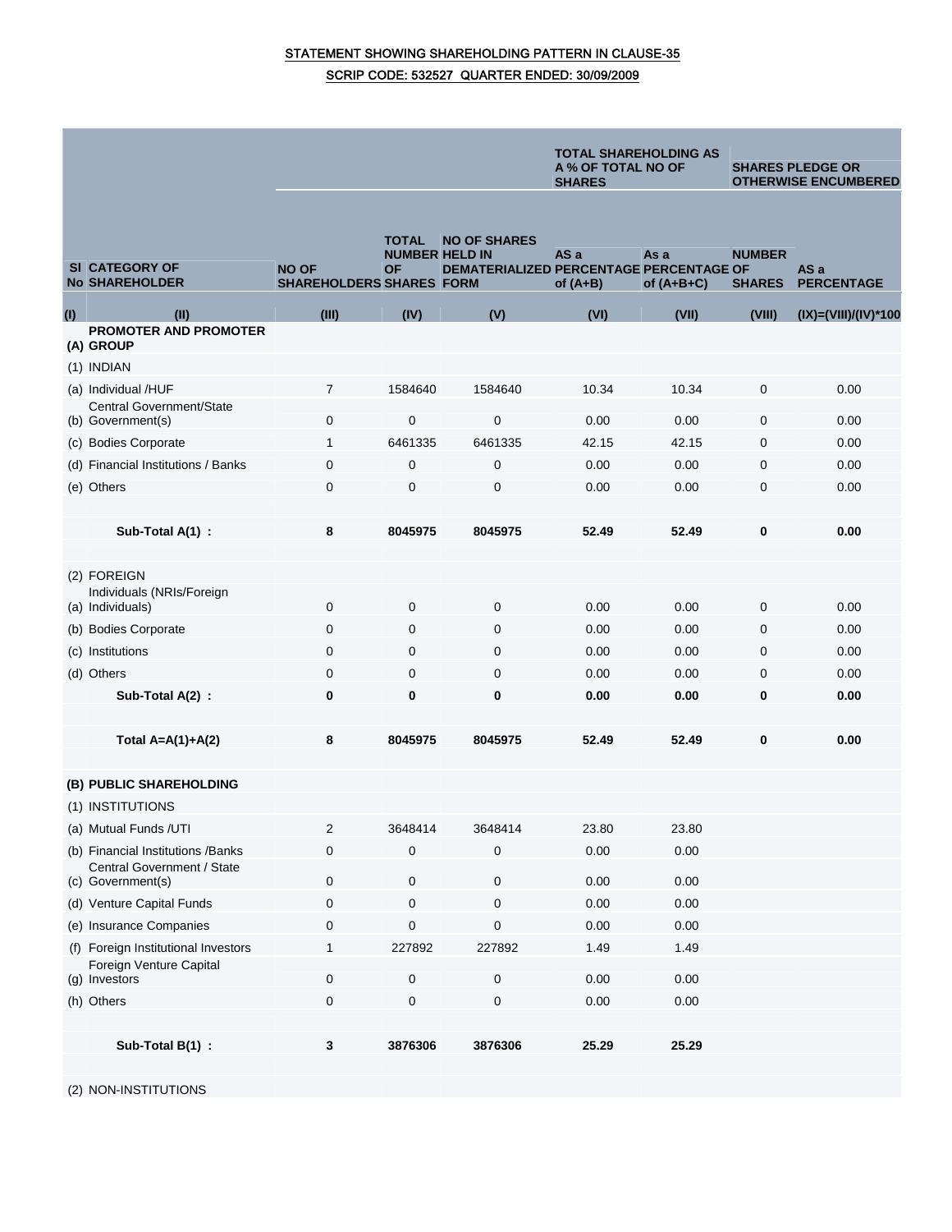STATEMENT SHOWING SHAREHOLDING PATTERN IN CLAUSE-35

SCRIP CODE: 532527 QUARTER ENDED: 30/09/2009

| | | | | | TOTAL SHAREHOLDING AS A % OF TOTAL NO OF SHARES | | SHARES PLEDGE OR OTHERWISE ENCUMBERED | |
|---|---|---|---|---|---|---|---|---|
| Sl No | CATEGORY OF SHAREHOLDER | NO OF SHAREHOLDERS | TOTAL NUMBER OF SHARES | NO OF SHARES HELD IN DEMATERIALIZED FORM | AS a PERCENTAGE of (A+B) | As a PERCENTAGE of (A+B+C) | NUMBER OF SHARES | AS a PERCENTAGE |
| (I) | (II) | (III) | (IV) | (V) | (VI) | (VII) | (VIII) | (IX)=(VIII)/(IV)*100 |
| (A) | PROMOTER AND PROMOTER GROUP | | | | | | | |
| (1) | INDIAN | | | | | | | |
| (a) | Individual /HUF | 7 | 1584640 | 1584640 | 10.34 | 10.34 | 0 | 0.00 |
| (b) | Central Government/State Government(s) | 0 | 0 | 0 | 0.00 | 0.00 | 0 | 0.00 |
| (c) | Bodies Corporate | 1 | 6461335 | 6461335 | 42.15 | 42.15 | 0 | 0.00 |
| (d) | Financial Institutions / Banks | 0 | 0 | 0 | 0.00 | 0.00 | 0 | 0.00 |
| (e) | Others | 0 | 0 | 0 | 0.00 | 0.00 | 0 | 0.00 |
| | **Sub-Total A(1) :** | **8** | **8045975** | **8045975** | **52.49** | **52.49** | **0** | **0.00** |
| (2) | FOREIGN | | | | | | | |
| (a) | Individuals (NRIs/Foreign Individuals) | 0 | 0 | 0 | 0.00 | 0.00 | 0 | 0.00 |
| (b) | Bodies Corporate | 0 | 0 | 0 | 0.00 | 0.00 | 0 | 0.00 |
| (c) | Institutions | 0 | 0 | 0 | 0.00 | 0.00 | 0 | 0.00 |
| (d) | Others | 0 | 0 | 0 | 0.00 | 0.00 | 0 | 0.00 |
| | **Sub-Total A(2) :** | **0** | **0** | **0** | **0.00** | **0.00** | **0** | **0.00** |
| | **Total A=A(1)+A(2)** | **8** | **8045975** | **8045975** | **52.49** | **52.49** | **0** | **0.00** |
| (B) | PUBLIC SHAREHOLDING | | | | | | | |
| (1) | INSTITUTIONS | | | | | | | |
| (a) | Mutual Funds /UTI | 2 | 3648414 | 3648414 | 23.80 | 23.80 | | |
| (b) | Financial Institutions /Banks | 0 | 0 | 0 | 0.00 | 0.00 | | |
| (c) | Central Government / State Government(s) | 0 | 0 | 0 | 0.00 | 0.00 | | |
| (d) | Venture Capital Funds | 0 | 0 | 0 | 0.00 | 0.00 | | |
| (e) | Insurance Companies | 0 | 0 | 0 | 0.00 | 0.00 | | |
| (f) | Foreign Institutional Investors | 1 | 227892 | 227892 | 1.49 | 1.49 | | |
| (g) | Foreign Venture Capital Investors | 0 | 0 | 0 | 0.00 | 0.00 | | |
| (h) | Others | 0 | 0 | 0 | 0.00 | 0.00 | | |
| | **Sub-Total B(1) :** | **3** | **3876306** | **3876306** | **25.29** | **25.29** | | |
| (2) | NON-INSTITUTIONS | | | | | | | |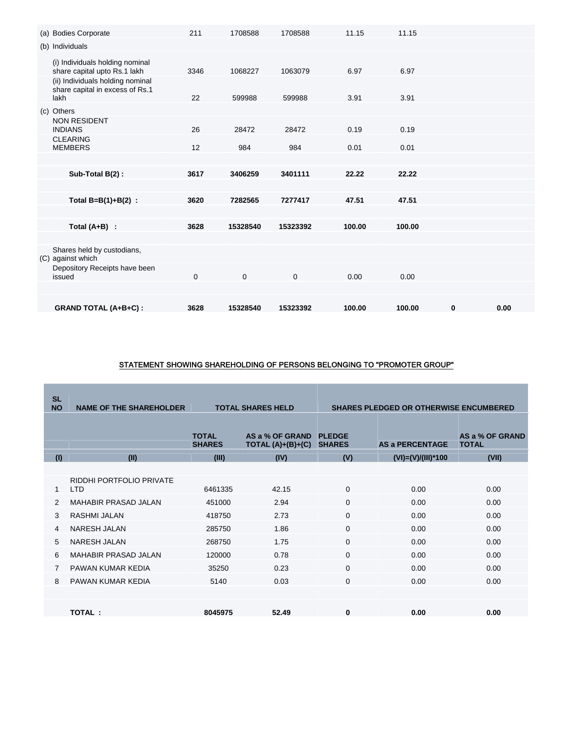| | | | | | | | |
|---|---|---|---|---|---|---|---|
| (a) Bodies Corporate | 211 | 1708588 | 1708588 | 11.15 | 11.15 | | |
| (b) Individuals | | | | | | | |
| (i) Individuals holding nominal share capital upto Rs.1 lakh | 3346 | 1068227 | 1063079 | 6.97 | 6.97 | | |
| (ii) Individuals holding nominal share capital in excess of Rs.1 lakh | 22 | 599988 | 599988 | 3.91 | 3.91 | | |
| (c) Others | | | | | | | |
| NON RESIDENT INDIANS | 26 | 28472 | 28472 | 0.19 | 0.19 | | |
| CLEARING MEMBERS | 12 | 984 | 984 | 0.01 | 0.01 | | |
| **Sub-Total B(2) :** | **3617** | **3406259** | **3401111** | **22.22** | **22.22** | | |
| **Total B=B(1)+B(2) :** | **3620** | **7282565** | **7277417** | **47.51** | **47.51** | | |
| **Total (A+B) :** | **3628** | **15328540** | **15323392** | **100.00** | **100.00** | | |
| (C) Shares held by custodians, against which Depository Receipts have been issued | 0 | 0 | 0 | 0.00 | 0.00 | | |
| **GRAND TOTAL (A+B+C) :** | **3628** | **15328540** | **15323392** | **100.00** | **100.00** | **0** | **0.00** |

## STATEMENT SHOWING SHAREHOLDING OF PERSONS BELONGING TO "PROMOTER GROUP"

| SL NO | NAME OF THE SHAREHOLDER | TOTAL SHARES HELD | | SHARES PLEDGED OR OTHERWISE ENCUMBERED | | |
|---|---|---|---|---|---|---|
| | | TOTAL SHARES | AS a % OF GRAND TOTAL (A)+(B)+(C) | PLEDGE SHARES | AS a PERCENTAGE | AS a % OF GRAND TOTAL |
| (I) | (II) | (III) | (IV) | (V) | (VI)=(V)/(III)*100 | (VII) |
| 1 | RIDDHI PORTFOLIO PRIVATE LTD | 6461335 | 42.15 | 0 | 0.00 | 0.00 |
| 2 | MAHABIR PRASAD JALAN | 451000 | 2.94 | 0 | 0.00 | 0.00 |
| 3 | RASHMI JALAN | 418750 | 2.73 | 0 | 0.00 | 0.00 |
| 4 | NARESH JALAN | 285750 | 1.86 | 0 | 0.00 | 0.00 |
| 5 | NARESH JALAN | 268750 | 1.75 | 0 | 0.00 | 0.00 |
| 6 | MAHABIR PRASAD JALAN | 120000 | 0.78 | 0 | 0.00 | 0.00 |
| 7 | PAWAN KUMAR KEDIA | 35250 | 0.23 | 0 | 0.00 | 0.00 |
| 8 | PAWAN KUMAR KEDIA | 5140 | 0.03 | 0 | 0.00 | 0.00 |
| | **TOTAL :** | **8045975** | **52.49** | **0** | **0.00** | **0.00** |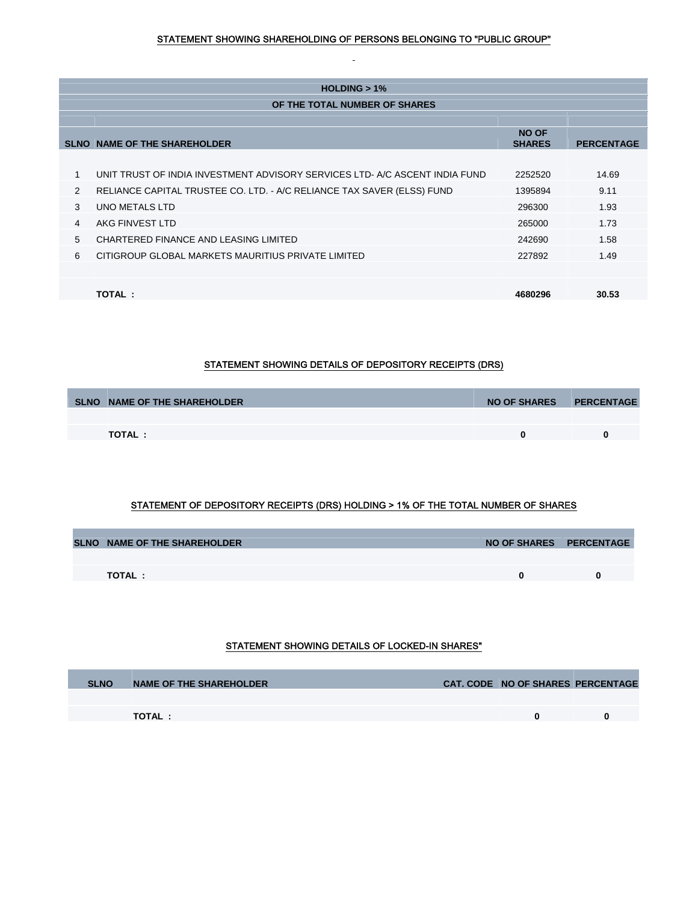STATEMENT SHOWING SHAREHOLDING OF PERSONS BELONGING TO "PUBLIC GROUP"

| HOLDING > 1% OF THE TOTAL NUMBER OF SHARES | | | |
|---|---|---|---|
| SLNO | NAME OF THE SHAREHOLDER | NO OF SHARES | PERCENTAGE |
| 1 | UNIT TRUST OF INDIA INVESTMENT ADVISORY SERVICES LTD- A/C ASCENT INDIA FUND | 2252520 | 14.69 |
| 2 | RELIANCE CAPITAL TRUSTEE CO. LTD. - A/C RELIANCE TAX SAVER (ELSS) FUND | 1395894 | 9.11 |
| 3 | UNO METALS LTD | 296300 | 1.93 |
| 4 | AKG FINVEST LTD | 265000 | 1.73 |
| 5 | CHARTERED FINANCE AND LEASING LIMITED | 242690 | 1.58 |
| 6 | CITIGROUP GLOBAL MARKETS MAURITIUS PRIVATE LIMITED | 227892 | 1.49 |
| | **TOTAL :** | **4680296** | **30.53** |

STATEMENT SHOWING DETAILS OF DEPOSITORY RECEIPTS (DRS)

| SLNO | NAME OF THE SHAREHOLDER | NO OF SHARES | PERCENTAGE |
|---|---|---|---|
| | **TOTAL :** | **0** | **0** |

STATEMENT OF DEPOSITORY RECEIPTS (DRS) HOLDING > 1% OF THE TOTAL NUMBER OF SHARES

| SLNO | NAME OF THE SHAREHOLDER | NO OF SHARES | PERCENTAGE |
|---|---|---|---|
| | **TOTAL :** | **0** | **0** |

STATEMENT SHOWING DETAILS OF LOCKED-IN SHARES"

| SLNO | NAME OF THE SHAREHOLDER | CAT. CODE | NO OF SHARES | PERCENTAGE |
|---|---|---|---|---|
| | **TOTAL :** | | **0** | **0** |